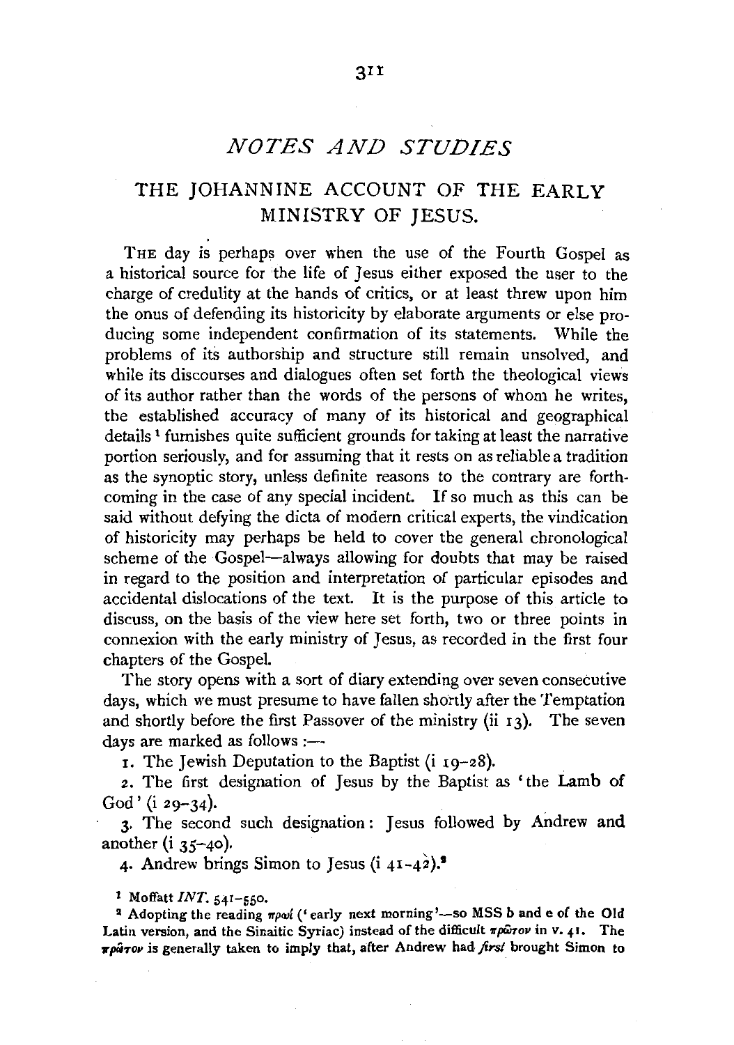## NOTES AND STUDIES

### THE JOHANNINE ACCOUNT OF THE EARLY MINISTRY OF JESUS.

THE day is perhaps over when the use of the Fourth Gospel as a historical source for the life of Jesus either exposed the user to the charge of credulity at the hands of critics, or at least threw upon him the onus of defending its historicity by elaborate arguments or else producing some independent confirmation of its statements. While the problems of its authorship and structure still remain unsolved, and while its discourses and dialogues often set forth the theological views of its author rather than the words of the persons of whom he writes, the established accuracy of many of its historical and geographical details[1] furnishes quite sufficient grounds for taking at least the narrative portion seriously, and for assuming that it rests on as reliable a tradition as the synoptic story, unless definite reasons to the contrary are forthcoming in the case of any special incident. If so much as this can be said without defying the dicta of modern critical experts, the vindication of historicity may perhaps be held to cover the general chronological scheme of the Gospel—always allowing for doubts that may be raised in regard to the position and interpretation of particular episodes and accidental dislocations of the text. It is the purpose of this article to discuss, on the basis of the view here set forth, two or three points in connexion with the early ministry of Jesus, as recorded in the first four chapters of the Gospel.

The story opens with a sort of diary extending over seven consecutive days, which we must presume to have fallen shortly after the Temptation and shortly before the first Passover of the ministry (ii 13). The seven days are marked as follows :—

1. The Jewish Deputation to the Baptist (i 19–28).
2. The first designation of Jesus by the Baptist as 'the Lamb of God' (i 29–34).
3. The second such designation: Jesus followed by Andrew and another (i 35–40).
4. Andrew brings Simon to Jesus (i 41–42).[2]

[1] Moffatt *INT.* 541–550.

[2] Adopting the reading πρωί ('early next morning'—so MSS b and e of the Old Latin version, and the Sinaitic Syriac) instead of the difficult πρῶτον in v. 41. The πρῶτον is generally taken to imply that, after Andrew had *first* brought Simon to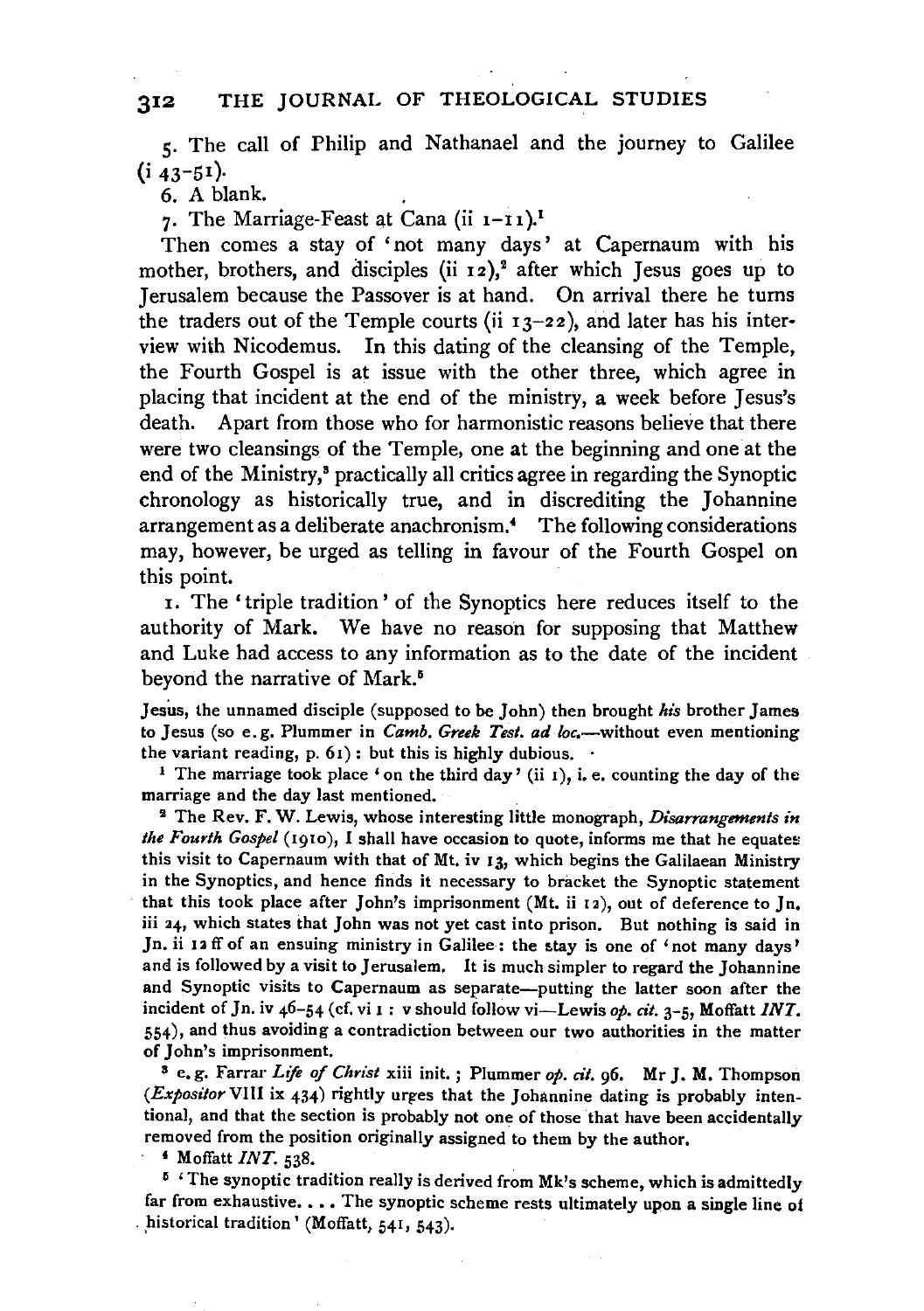5. The call of Philip and Nathanael and the journey to Galilee (i 43–51).

6. A blank.

7. The Marriage-Feast at Cana (ii 1–11).[1]

Then comes a stay of 'not many days' at Capernaum with his mother, brothers, and disciples (ii 12),[2] after which Jesus goes up to Jerusalem because the Passover is at hand. On arrival there he turns the traders out of the Temple courts (ii 13–22), and later has his interview with Nicodemus. In this dating of the cleansing of the Temple, the Fourth Gospel is at issue with the other three, which agree in placing that incident at the end of the ministry, a week before Jesus's death. Apart from those who for harmonistic reasons believe that there were two cleansings of the Temple, one at the beginning and one at the end of the Ministry,[3] practically all critics agree in regarding the Synoptic chronology as historically true, and in discrediting the Johannine arrangement as a deliberate anachronism.[4] The following considerations may, however, be urged as telling in favour of the Fourth Gospel on this point.

1. The 'triple tradition' of the Synoptics here reduces itself to the authority of Mark. We have no reason for supposing that Matthew and Luke had access to any information as to the date of the incident beyond the narrative of Mark.[5]

---

Jesus, the unnamed disciple (supposed to be John) then brought *his* brother James to Jesus (so e.g. Plummer in *Camb. Greek Test. ad loc.*—without even mentioning the variant reading, p. 61): but this is highly dubious.

[1] The marriage took place 'on the third day' (ii 1), i.e. counting the day of the marriage and the day last mentioned.

[2] The Rev. F. W. Lewis, whose interesting little monograph, *Disarrangements in the Fourth Gospel* (1910), I shall have occasion to quote, informs me that he equates this visit to Capernaum with that of Mt. iv 13, which begins the Galilaean Ministry in the Synoptics, and hence finds it necessary to bracket the Synoptic statement that this took place after John's imprisonment (Mt. ii 12), out of deference to Jn. iii 24, which states that John was not yet cast into prison. But nothing is said in Jn. ii 12 ff of an ensuing ministry in Galilee: the stay is one of 'not many days' and is followed by a visit to Jerusalem. It is much simpler to regard the Johannine and Synoptic visits to Capernaum as separate—putting the latter soon after the incident of Jn. iv 46–54 (cf. vi 1: v should follow vi—Lewis *op. cit.* 3–5, Moffatt *INT.* 554), and thus avoiding a contradiction between our two authorities in the matter of John's imprisonment.

[3] e.g. Farrar *Life of Christ* xiii init.; Plummer *op. cit.* 96. Mr J. M. Thompson (*Expositor* VIII ix 434) rightly urges that the Johannine dating is probably intentional, and that the section is probably not one of those that have been accidentally removed from the position originally assigned to them by the author.

[4] Moffatt *INT.* 538.

[5] 'The synoptic tradition really is derived from Mk's scheme, which is admittedly far from exhaustive. . . . The synoptic scheme rests ultimately upon a single line of historical tradition' (Moffatt, 541, 543).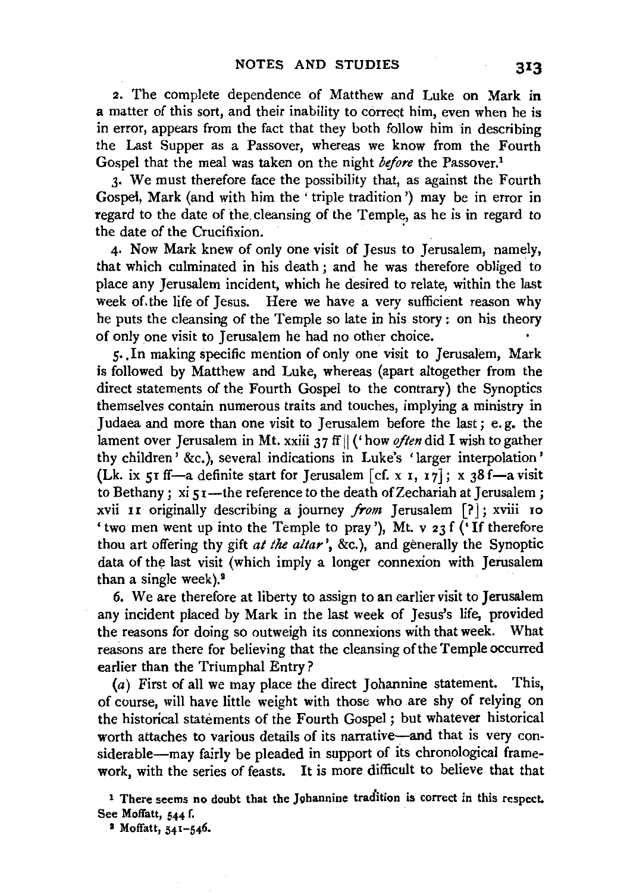2. The complete dependence of Matthew and Luke on Mark in a matter of this sort, and their inability to correct him, even when he is in error, appears from the fact that they both follow him in describing the Last Supper as a Passover, whereas we know from the Fourth Gospel that the meal was taken on the night *before* the Passover.[1]

3. We must therefore face the possibility that, as against the Fourth Gospel, Mark (and with him the 'triple tradition') may be in error in regard to the date of the cleansing of the Temple, as he is in regard to the date of the Crucifixion.

4. Now Mark knew of only one visit of Jesus to Jerusalem, namely, that which culminated in his death; and he was therefore obliged to place any Jerusalem incident, which he desired to relate, within the last week of the life of Jesus. Here we have a very sufficient reason why he puts the cleansing of the Temple so late in his story: on his theory of only one visit to Jerusalem he had no other choice.

5. In making specific mention of only one visit to Jerusalem, Mark is followed by Matthew and Luke, whereas (apart altogether from the direct statements of the Fourth Gospel to the contrary) the Synoptics themselves contain numerous traits and touches, implying a ministry in Judaea and more than one visit to Jerusalem before the last; e. g. the lament over Jerusalem in Mt. xxiii 37 ff || ('how *often* did I wish to gather thy children' &c.), several indications in Luke's 'larger interpolation' (Lk. ix 51 ff—a definite start for Jerusalem [cf. x 1, 17]; x 38 f—a visit to Bethany; xi 51—the reference to the death of Zechariah at Jerusalem; xvii 11 originally describing a journey *from* Jerusalem [?]; xviii 10 'two men went up into the Temple to pray'), Mt. v 23 f ('If therefore thou art offering thy gift *at the altar*', &c.), and generally the Synoptic data of the last visit (which imply a longer connexion with Jerusalem than a single week).[2]

6. We are therefore at liberty to assign to an earlier visit to Jerusalem any incident placed by Mark in the last week of Jesus's life, provided the reasons for doing so outweigh its connexions with that week. What reasons are there for believing that the cleansing of the Temple occurred earlier than the Triumphal Entry?

(*a*) First of all we may place the direct Johannine statement. This, of course, will have little weight with those who are shy of relying on the historical statements of the Fourth Gospel; but whatever historical worth attaches to various details of its narrative—and that is very considerable—may fairly be pleaded in support of its chronological framework, with the series of feasts. It is more difficult to believe that that

[1] There seems no doubt that the Johannine tradition is correct in this respect. See Moffatt, 544 f.

[2] Moffatt, 541–546.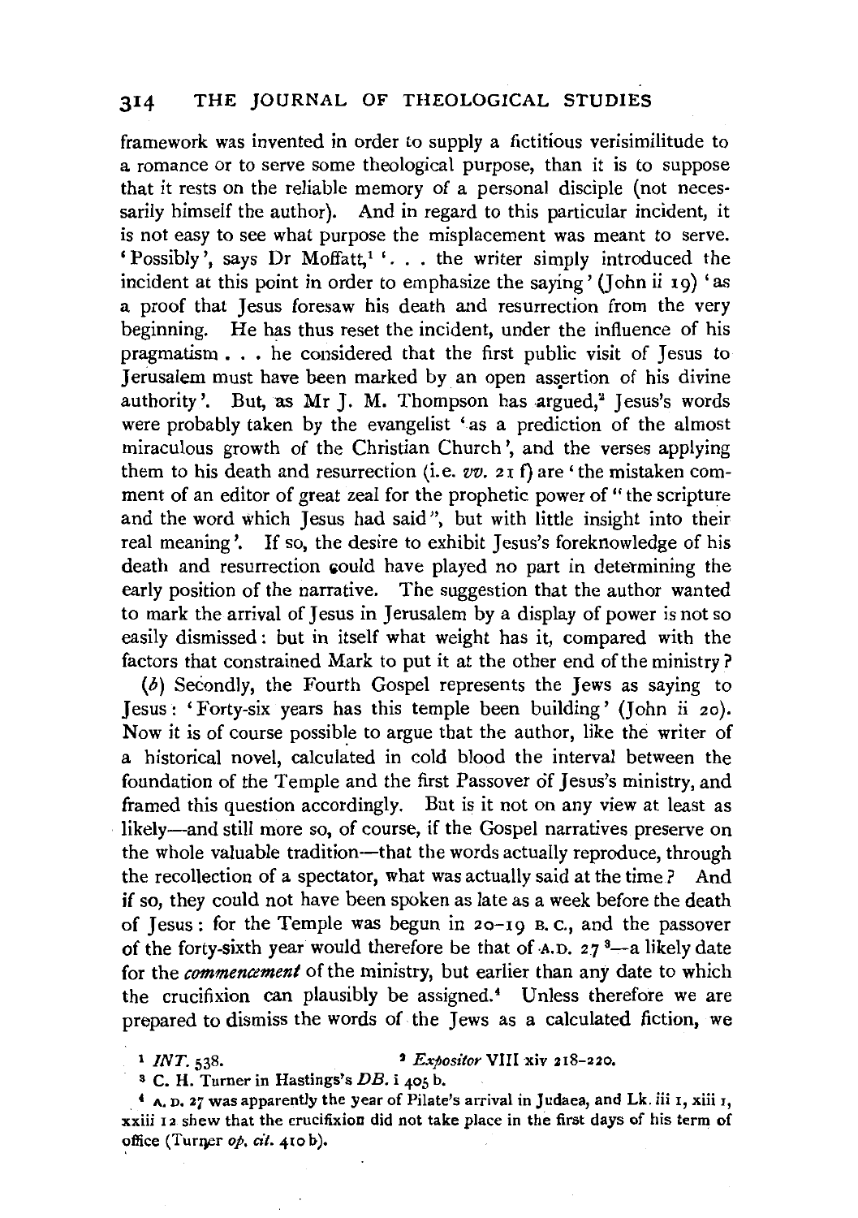framework was invented in order to supply a fictitious verisimilitude to a romance or to serve some theological purpose, than it is to suppose that it rests on the reliable memory of a personal disciple (not necessarily himself the author). And in regard to this particular incident, it is not easy to see what purpose the misplacement was meant to serve. 'Possibly', says Dr Moffatt,[1] '. . . the writer simply introduced the incident at this point in order to emphasize the saying' (John ii 19) 'as a proof that Jesus foresaw his death and resurrection from the very beginning. He has thus reset the incident, under the influence of his pragmatism . . . he considered that the first public visit of Jesus to Jerusalem must have been marked by an open assertion of his divine authority'. But, as Mr J. M. Thompson has argued,[2] Jesus's words were probably taken by the evangelist 'as a prediction of the almost miraculous growth of the Christian Church', and the verses applying them to his death and resurrection (i.e. *vv.* 21 f) are 'the mistaken comment of an editor of great zeal for the prophetic power of "the scripture and the word which Jesus had said", but with little insight into their real meaning'. If so, the desire to exhibit Jesus's foreknowledge of his death and resurrection could have played no part in determining the early position of the narrative. The suggestion that the author wanted to mark the arrival of Jesus in Jerusalem by a display of power is not so easily dismissed: but in itself what weight has it, compared with the factors that constrained Mark to put it at the other end of the ministry?

(*b*) Secondly, the Fourth Gospel represents the Jews as saying to Jesus: 'Forty-six years has this temple been building' (John ii 20). Now it is of course possible to argue that the author, like the writer of a historical novel, calculated in cold blood the interval between the foundation of the Temple and the first Passover of Jesus's ministry, and framed this question accordingly. But is it not on any view at least as likely—and still more so, of course, if the Gospel narratives preserve on the whole valuable tradition—that the words actually reproduce, through the recollection of a spectator, what was actually said at the time? And if so, they could not have been spoken as late as a week before the death of Jesus: for the Temple was begun in 20–19 B.C., and the passover of the forty-sixth year would therefore be that of A.D. 27[3]—a likely date for the *commencement* of the ministry, but earlier than any date to which the crucifixion can plausibly be assigned.[4] Unless therefore we are prepared to dismiss the words of the Jews as a calculated fiction, we

[1] *INT.* 538.

[2] *Expositor* VIII xiv 218–220.

[3] C. H. Turner in Hastings's *DB.* i 405 b.

[4] A.D. 27 was apparently the year of Pilate's arrival in Judaea, and Lk. iii 1, xiii 1, xxiii 12 shew that the crucifixion did not take place in the first days of his term of office (Turner *op. cit.* 410 b).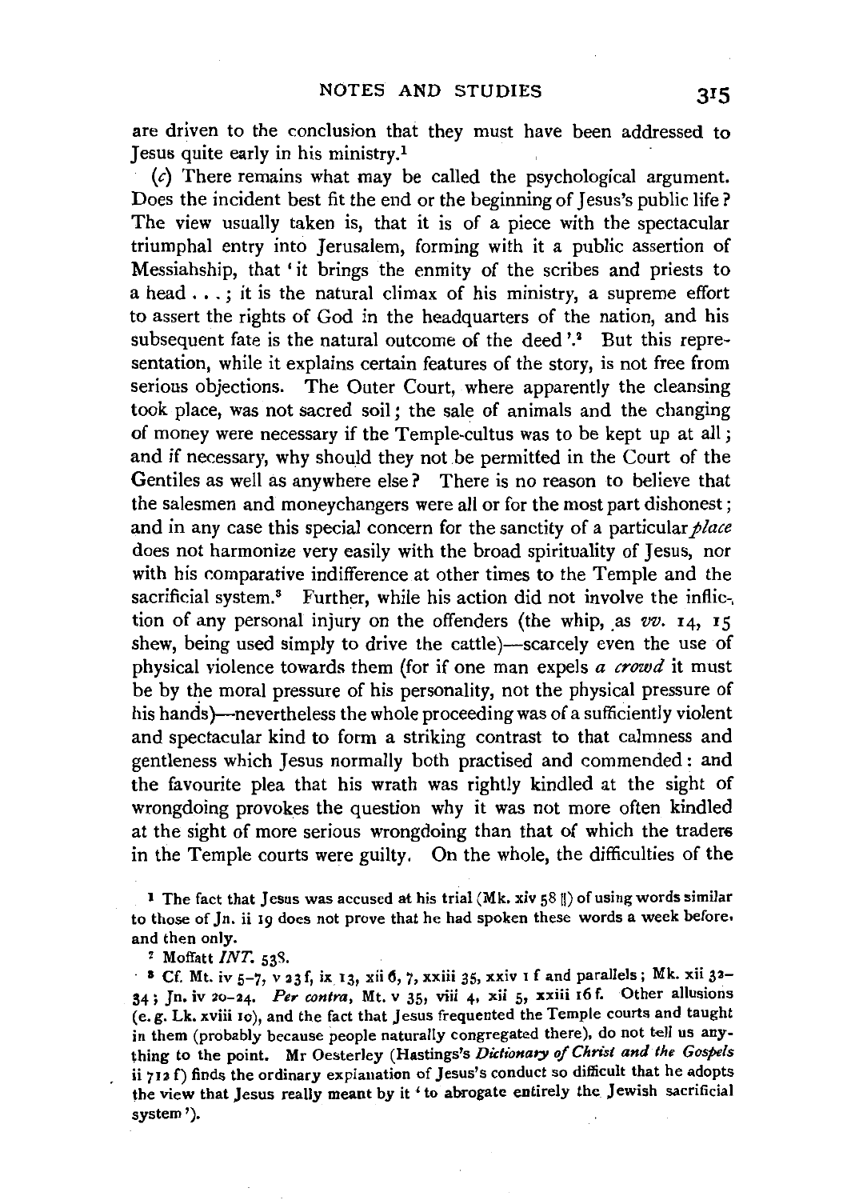are driven to the conclusion that they must have been addressed to Jesus quite early in his ministry.[1]

(*c*) There remains what may be called the psychological argument. Does the incident best fit the end or the beginning of Jesus's public life? The view usually taken is, that it is of a piece with the spectacular triumphal entry into Jerusalem, forming with it a public assertion of Messiahship, that 'it brings the enmity of the scribes and priests to a head ...; it is the natural climax of his ministry, a supreme effort to assert the rights of God in the headquarters of the nation, and his subsequent fate is the natural outcome of the deed'.[2] But this representation, while it explains certain features of the story, is not free from serious objections. The Outer Court, where apparently the cleansing took place, was not sacred soil; the sale of animals and the changing of money were necessary if the Temple-cultus was to be kept up at all; and if necessary, why should they not be permitted in the Court of the Gentiles as well as anywhere else? There is no reason to believe that the salesmen and moneychangers were all or for the most part dishonest; and in any case this special concern for the sanctity of a particular *place* does not harmonize very easily with the broad spirituality of Jesus, nor with his comparative indifference at other times to the Temple and the sacrificial system.[3] Further, while his action did not involve the infliction of any personal injury on the offenders (the whip, as *vv.* 14, 15 shew, being used simply to drive the cattle)—scarcely even the use of physical violence towards them (for if one man expels *a crowd* it must be by the moral pressure of his personality, not the physical pressure of his hands)—nevertheless the whole proceeding was of a sufficiently violent and spectacular kind to form a striking contrast to that calmness and gentleness which Jesus normally both practised and commended: and the favourite plea that his wrath was rightly kindled at the sight of wrongdoing provokes the question why it was not more often kindled at the sight of more serious wrongdoing than that of which the traders in the Temple courts were guilty. On the whole, the difficulties of the

[1] The fact that Jesus was accused at his trial (Mk. xiv 58 ‖) of using words similar to those of Jn. ii 19 does not prove that he had spoken these words a week before, and then only.

[2] Moffatt *INT.* 538.

[3] Cf. Mt. iv 5–7, v 23 f, ix 13, xii 6, 7, xxiii 35, xxiv 1 f and parallels; Mk. xii 32–34; Jn. iv 20–24. *Per contra*, Mt. v 35, viii 4, xii 5, xxiii 16 f. Other allusions (e. g. Lk. xviii 10), and the fact that Jesus frequented the Temple courts and taught in them (probably because people naturally congregated there), do not tell us anything to the point. Mr Oesterley (Hastings's *Dictionary of Christ and the Gospels* ii 712 f) finds the ordinary explanation of Jesus's conduct so difficult that he adopts the view that Jesus really meant by it 'to abrogate entirely the Jewish sacrificial system').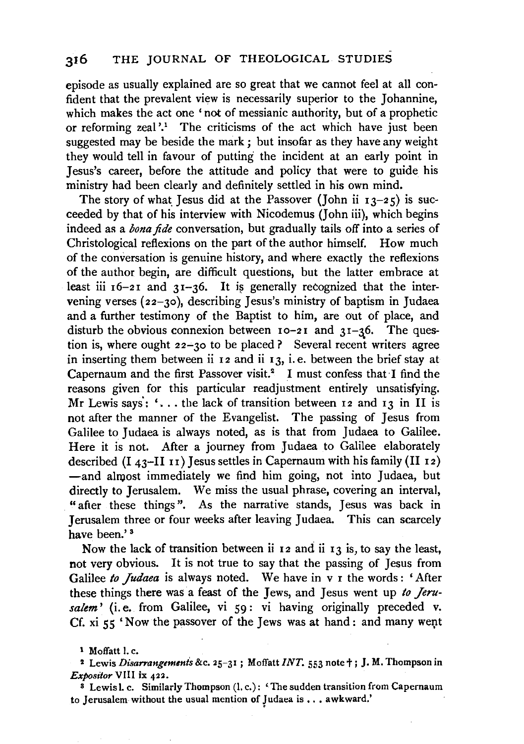episode as usually explained are so great that we cannot feel at all confident that the prevalent view is necessarily superior to the Johannine, which makes the act one 'not of messianic authority, but of a prophetic or reforming zeal'.[1] The criticisms of the act which have just been suggested may be beside the mark; but insofar as they have any weight they would tell in favour of putting the incident at an early point in Jesus's career, before the attitude and policy that were to guide his ministry had been clearly and definitely settled in his own mind.

The story of what Jesus did at the Passover (John ii 13–25) is succeeded by that of his interview with Nicodemus (John iii), which begins indeed as a *bona fide* conversation, but gradually tails off into a series of Christological reflexions on the part of the author himself. How much of the conversation is genuine history, and where exactly the reflexions of the author begin, are difficult questions, but the latter embrace at least iii 16–21 and 31–36. It is generally recognized that the intervening verses (22–30), describing Jesus's ministry of baptism in Judaea and a further testimony of the Baptist to him, are out of place, and disturb the obvious connexion between 10–21 and 31–36. The question is, where ought 22–30 to be placed? Several recent writers agree in inserting them between ii 12 and ii 13, i.e. between the brief stay at Capernaum and the first Passover visit.[2] I must confess that I find the reasons given for this particular readjustment entirely unsatisfying. Mr Lewis says: '... the lack of transition between 12 and 13 in II is not after the manner of the Evangelist. The passing of Jesus from Galilee to Judaea is always noted, as is that from Judaea to Galilee. Here it is not. After a journey from Judaea to Galilee elaborately described (I 43–II 11) Jesus settles in Capernaum with his family (II 12)—and almost immediately we find him going, not into Judaea, but directly to Jerusalem. We miss the usual phrase, covering an interval, "after these things". As the narrative stands, Jesus was back in Jerusalem three or four weeks after leaving Judaea. This can scarcely have been.'[3]

Now the lack of transition between ii 12 and ii 13 is, to say the least, not very obvious. It is not true to say that the passing of Jesus from Galilee *to Judaea* is always noted. We have in v 1 the words: 'After these things there was a feast of the Jews, and Jesus went up *to Jerusalem*' (i.e. from Galilee, vi 59: vi having originally preceded v. Cf. xi 55 'Now the passover of the Jews was at hand: and many went

[1] Moffatt l. c.

[2] Lewis *Disarrangements* &c. 25–31; Moffatt *INT.* 553 note †; J. M. Thompson in *Expositor* VIII ix 422.

[3] Lewis l. c. Similarly Thompson (l. c.): 'The sudden transition from Capernaum to Jerusalem without the usual mention of Judaea is ... awkward.'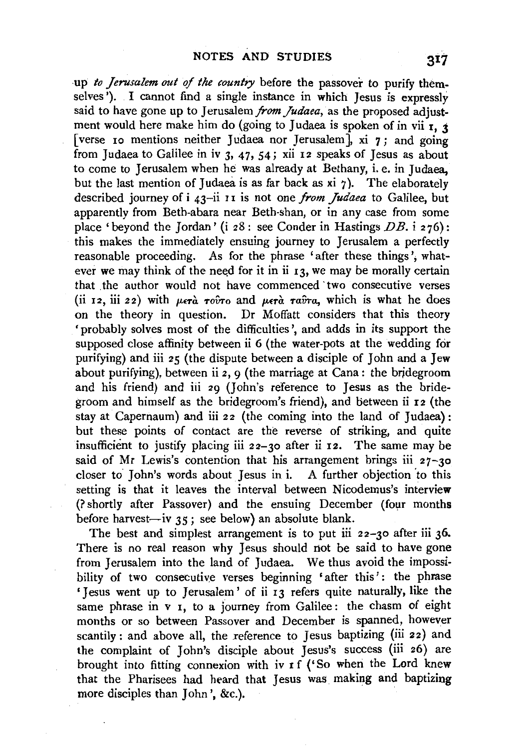up *to Jerusalem out of the country* before the passover to purify themselves'). I cannot find a single instance in which Jesus is expressly said to have gone up to Jerusalem *from Judaea*, as the proposed adjustment would here make him do (going to Judaea is spoken of in vii 1, 3 [verse 10 mentions neither Judaea nor Jerusalem], xi 7; and going from Judaea to Galilee in iv 3, 47, 54; xii 12 speaks of Jesus as about to come to Jerusalem when he was already at Bethany, i. e. in Judaea, but the last mention of Judaea is as far back as xi 7). The elaborately described journey of i 43–ii 11 is not one *from Judaea* to Galilee, but apparently from Beth-abara near Beth-shan, or in any case from some place 'beyond the Jordan' (i 28: see Conder in Hastings *DB.* i 276): this makes the immediately ensuing journey to Jerusalem a perfectly reasonable proceeding. As for the phrase 'after these things', whatever we may think of the need for it in ii 13, we may be morally certain that the author would not have commenced two consecutive verses (ii 12, iii 22) with μετὰ τοῦτο and μετὰ ταῦτα, which is what he does on the theory in question. Dr Moffatt considers that this theory 'probably solves most of the difficulties', and adds in its support the supposed close affinity between ii 6 (the water-pots at the wedding for purifying) and iii 25 (the dispute between a disciple of John and a Jew about purifying), between ii 2, 9 (the marriage at Cana: the bridegroom and his friend) and iii 29 (John's reference to Jesus as the bridegroom and himself as the bridegroom's friend), and between ii 12 (the stay at Capernaum) and iii 22 (the coming into the land of Judaea): but these points of contact are the reverse of striking, and quite insufficient to justify placing iii 22–30 after ii 12. The same may be said of Mr Lewis's contention that his arrangement brings iii 27–30 closer to John's words about Jesus in i. A further objection to this setting is that it leaves the interval between Nicodemus's interview (? shortly after Passover) and the ensuing December (four months before harvest—iv 35; see below) an absolute blank.

The best and simplest arrangement is to put iii 22–30 after iii 36. There is no real reason why Jesus should not be said to have gone from Jerusalem into the land of Judaea. We thus avoid the impossibility of two consecutive verses beginning 'after this': the phrase 'Jesus went up to Jerusalem' of ii 13 refers quite naturally, like the same phrase in v 1, to a journey from Galilee: the chasm of eight months or so between Passover and December is spanned, however scantily: and above all, the reference to Jesus baptizing (iii 22) and the complaint of John's disciple about Jesus's success (iii 26) are brought into fitting connexion with iv 1 f ('So when the Lord knew that the Pharisees had heard that Jesus was making and baptizing more disciples than John', &c.).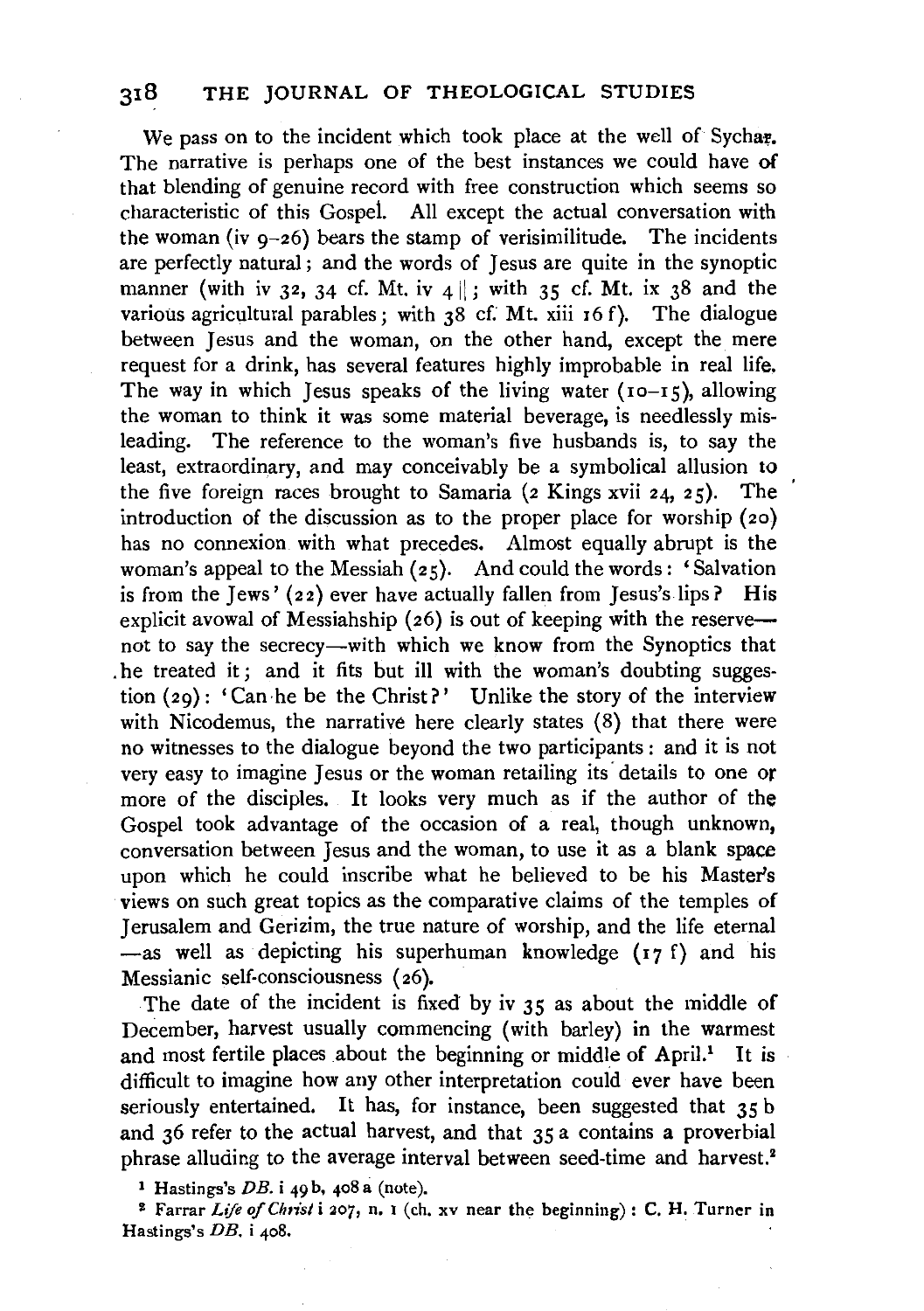We pass on to the incident which took place at the well of Sychar. The narrative is perhaps one of the best instances we could have of that blending of genuine record with free construction which seems so characteristic of this Gospel. All except the actual conversation with the woman (iv 9–26) bears the stamp of verisimilitude. The incidents are perfectly natural; and the words of Jesus are quite in the synoptic manner (with iv 32, 34 cf. Mt. iv 4 ||; with 35 cf. Mt. ix 38 and the various agricultural parables; with 38 cf. Mt. xiii 16 f). The dialogue between Jesus and the woman, on the other hand, except the mere request for a drink, has several features highly improbable in real life. The way in which Jesus speaks of the living water (10–15), allowing the woman to think it was some material beverage, is needlessly misleading. The reference to the woman's five husbands is, to say the least, extraordinary, and may conceivably be a symbolical allusion to the five foreign races brought to Samaria (2 Kings xvii 24, 25). The introduction of the discussion as to the proper place for worship (20) has no connexion with what precedes. Almost equally abrupt is the woman's appeal to the Messiah (25). And could the words: 'Salvation is from the Jews' (22) ever have actually fallen from Jesus's lips? His explicit avowal of Messiahship (26) is out of keeping with the reserve—not to say the secrecy—with which we know from the Synoptics that he treated it; and it fits but ill with the woman's doubting suggestion (29): 'Can he be the Christ?' Unlike the story of the interview with Nicodemus, the narrative here clearly states (8) that there were no witnesses to the dialogue beyond the two participants: and it is not very easy to imagine Jesus or the woman retailing its details to one or more of the disciples. It looks very much as if the author of the Gospel took advantage of the occasion of a real, though unknown, conversation between Jesus and the woman, to use it as a blank space upon which he could inscribe what he believed to be his Master's views on such great topics as the comparative claims of the temples of Jerusalem and Gerizim, the true nature of worship, and the life eternal—as well as depicting his superhuman knowledge (17 f) and his Messianic self-consciousness (26).

The date of the incident is fixed by iv 35 as about the middle of December, harvest usually commencing (with barley) in the warmest and most fertile places about the beginning or middle of April.[1] It is difficult to imagine how any other interpretation could ever have been seriously entertained. It has, for instance, been suggested that 35 b and 36 refer to the actual harvest, and that 35 a contains a proverbial phrase alluding to the average interval between seed-time and harvest.[2]

[1] Hastings's *DB.* i 49 b, 408 a (note).

[2] Farrar *Life of Christ* i 207, n. 1 (ch. xv near the beginning): C. H. Turner in Hastings's *DB.* i 408.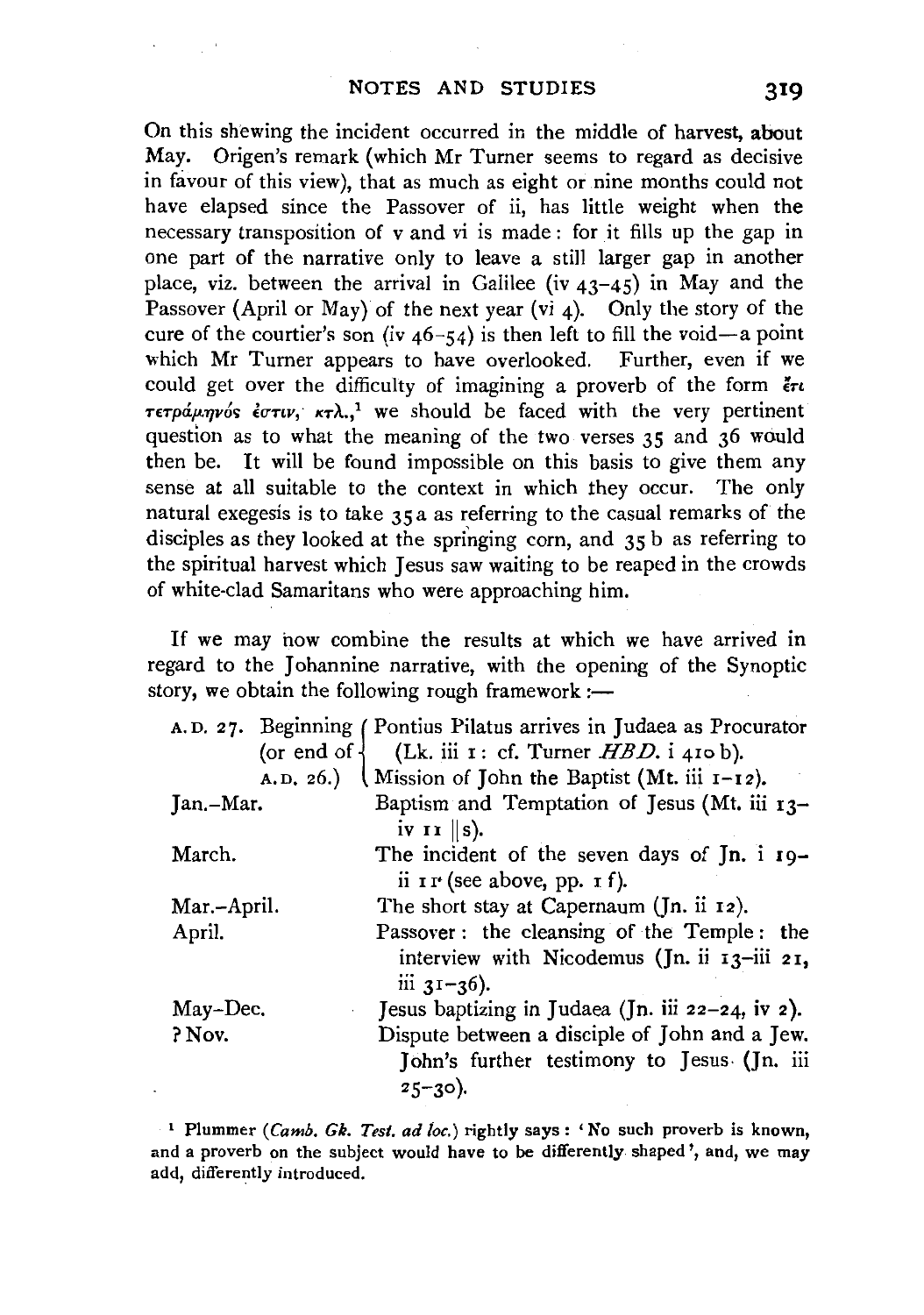On this shewing the incident occurred in the middle of harvest, about May. Origen's remark (which Mr Turner seems to regard as decisive in favour of this view), that as much as eight or nine months could not have elapsed since the Passover of ii, has little weight when the necessary transposition of v and vi is made: for it fills up the gap in one part of the narrative only to leave a still larger gap in another place, viz. between the arrival in Galilee (iv 43–45) in May and the Passover (April or May) of the next year (vi 4). Only the story of the cure of the courtier's son (iv 46–54) is then left to fill the void—a point which Mr Turner appears to have overlooked. Further, even if we could get over the difficulty of imagining a proverb of the form ἔτι τετράμηνός ἐστιν, κτλ.,[1] we should be faced with the very pertinent question as to what the meaning of the two verses 35 and 36 would then be. It will be found impossible on this basis to give them any sense at all suitable to the context in which they occur. The only natural exegesis is to take 35 a as referring to the casual remarks of the disciples as they looked at the springing corn, and 35 b as referring to the spiritual harvest which Jesus saw waiting to be reaped in the crowds of white-clad Samaritans who were approaching him.

If we may now combine the results at which we have arrived in regard to the Johannine narrative, with the opening of the Synoptic story, we obtain the following rough framework:—

| | |
|---|---|
| A.D. 27. Beginning (or end of A.D. 26.) | Pontius Pilatus arrives in Judaea as Procurator (Lk. iii 1: cf. Turner *HBD.* i 410 b). Mission of John the Baptist (Mt. iii 1–12). |
| Jan.–Mar. | Baptism and Temptation of Jesus (Mt. iii 13–iv 11 ‖s). |
| March. | The incident of the seven days of Jn. i 19–ii 11 (see above, pp. 1 f). |
| Mar.–April. | The short stay at Capernaum (Jn. ii 12). |
| April. | Passover: the cleansing of the Temple: the interview with Nicodemus (Jn. ii 13–iii 21, iii 31–36). |
| May–Dec. | Jesus baptizing in Judaea (Jn. iii 22–24, iv 2). |
| ? Nov. | Dispute between a disciple of John and a Jew. John's further testimony to Jesus (Jn. iii 25–30). |

[1] Plummer (*Camb. Gk. Test. ad loc.*) rightly says: 'No such proverb is known, and a proverb on the subject would have to be differently shaped', and, we may add, differently introduced.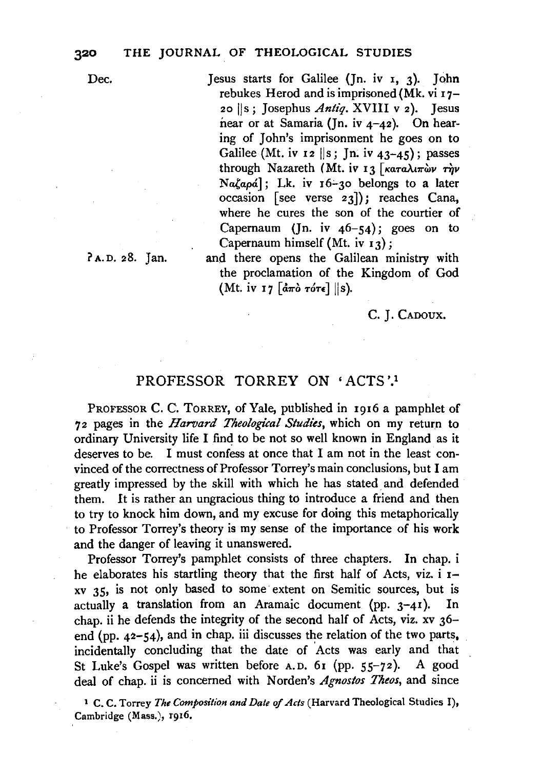Dec. Jesus starts for Galilee (Jn. iv 1, 3). John rebukes Herod and is imprisoned (Mk. vi 17–20 ||s; Josephus *Antiq.* XVIII v 2). Jesus near or at Samaria (Jn. iv 4–42). On hearing of John's imprisonment he goes on to Galilee (Mt. iv 12 ||s; Jn. iv 43–45); passes through Nazareth (Mt. iv 13 [καταλιπὼν τὴν Ναζαρά]; Lk. iv 16–30 belongs to a later occasion [see verse 23]); reaches Cana, where he cures the son of the courtier of Capernaum (Jn. iv 46–54); goes on to Capernaum himself (Mt. iv 13);

?A.D. 28. Jan. and there opens the Galilean ministry with the proclamation of the Kingdom of God (Mt. iv 17 [ἀπὸ τότε] ||s).

C. J. CADOUX.

## PROFESSOR TORREY ON 'ACTS'.[1]

PROFESSOR C. C. TORREY, of Yale, published in 1916 a pamphlet of 72 pages in the *Harvard Theological Studies*, which on my return to ordinary University life I find to be not so well known in England as it deserves to be. I must confess at once that I am not in the least convinced of the correctness of Professor Torrey's main conclusions, but I am greatly impressed by the skill with which he has stated and defended them. It is rather an ungracious thing to introduce a friend and then to try to knock him down, and my excuse for doing this metaphorically to Professor Torrey's theory is my sense of the importance of his work and the danger of leaving it unanswered.

Professor Torrey's pamphlet consists of three chapters. In chap. i he elaborates his startling theory that the first half of Acts, viz. i 1–xv 35, is not only based to some extent on Semitic sources, but is actually a translation from an Aramaic document (pp. 3–41). In chap. ii he defends the integrity of the second half of Acts, viz. xv 36–end (pp. 42–54), and in chap. iii discusses the relation of the two parts, incidentally concluding that the date of Acts was early and that St Luke's Gospel was written before A.D. 61 (pp. 55–72). A good deal of chap. ii is concerned with Norden's *Agnostos Theos*, and since

[1] C. C. Torrey *The Composition and Date of Acts* (Harvard Theological Studies I), Cambridge (Mass.), 1916.